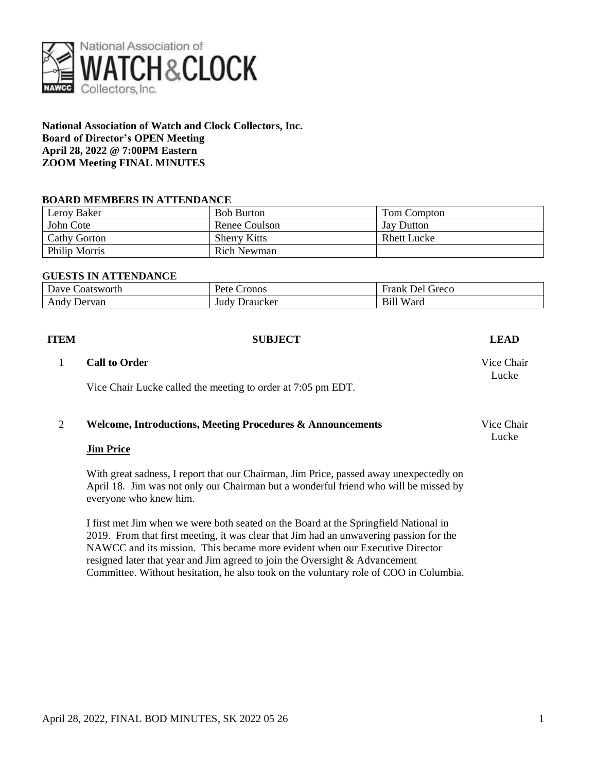**National Association of Watch and Clock Collectors, Inc.**
**Board of Director's OPEN Meeting**
**April 28, 2022 @ 7:00PM Eastern**
**ZOOM Meeting FINAL MINUTES**

**BOARD MEMBERS IN ATTENDANCE**

| Leroy Baker | Bob Burton | Tom Compton |
|---|---|---|
| John Cote | Renee Coulson | Jay Dutton |
| Cathy Gorton | Sherry Kitts | Rhett Lucke |
| Philip Morris | Rich Newman | |

**GUESTS IN ATTENDANCE**

| Dave Coatsworth | Pete Cronos | Frank Del Greco |
|---|---|---|
| Andy Dervan | Judy Draucker | Bill Ward |

| ITEM | SUBJECT | LEAD |
|---|---|---|
| 1 | **Call to Order** | Vice Chair Lucke |

Vice Chair Lucke called the meeting to order at 7:05 pm EDT.

| ITEM | SUBJECT | LEAD |
|---|---|---|
| 2 | **Welcome, Introductions, Meeting Procedures & Announcements** | Vice Chair Lucke |

**Jim Price**

With great sadness, I report that our Chairman, Jim Price, passed away unexpectedly on April 18. Jim was not only our Chairman but a wonderful friend who will be missed by everyone who knew him.

I first met Jim when we were both seated on the Board at the Springfield National in 2019. From that first meeting, it was clear that Jim had an unwavering passion for the NAWCC and its mission. This became more evident when our Executive Director resigned later that year and Jim agreed to join the Oversight & Advancement Committee. Without hesitation, he also took on the voluntary role of COO in Columbia.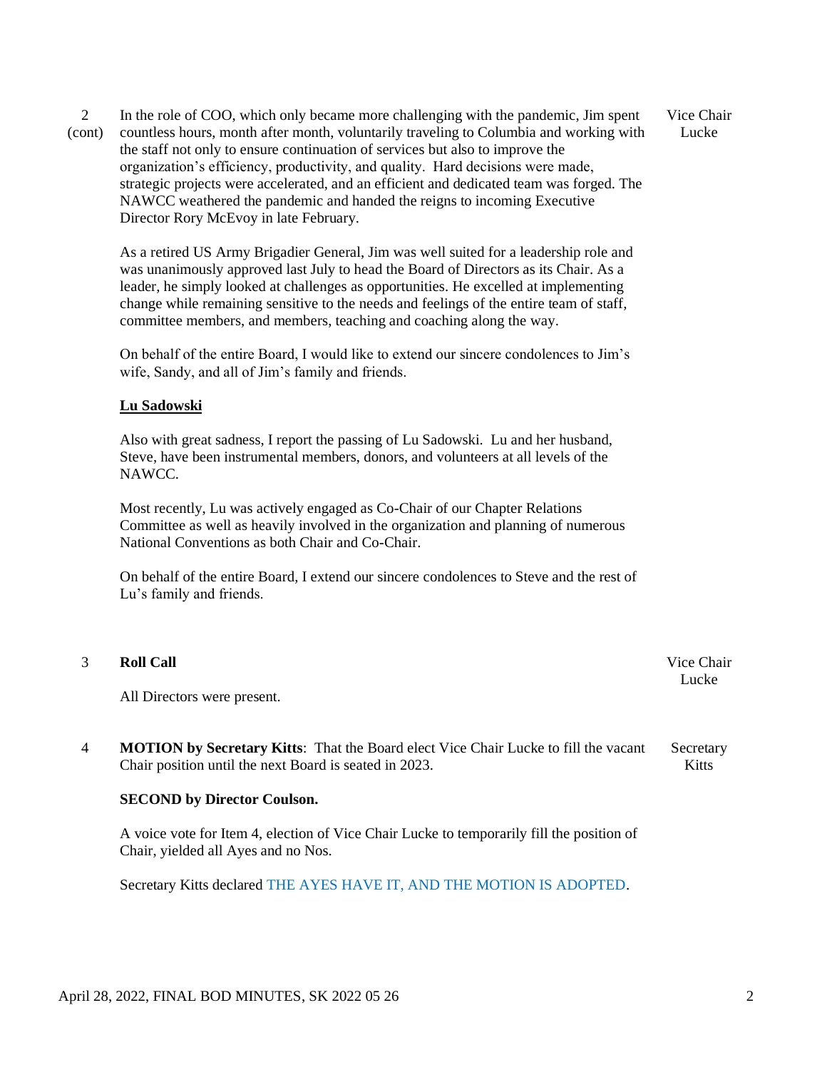| | | |
|---|---|---|
| 2 (cont) | In the role of COO, which only became more challenging with the pandemic, Jim spent countless hours, month after month, voluntarily traveling to Columbia and working with the staff not only to ensure continuation of services but also to improve the organization's efficiency, productivity, and quality. Hard decisions were made, strategic projects were accelerated, and an efficient and dedicated team was forged. The NAWCC weathered the pandemic and handed the reigns to incoming Executive Director Rory McEvoy in late February.<br><br>As a retired US Army Brigadier General, Jim was well suited for a leadership role and was unanimously approved last July to head the Board of Directors as its Chair. As a leader, he simply looked at challenges as opportunities. He excelled at implementing change while remaining sensitive to the needs and feelings of the entire team of staff, committee members, and members, teaching and coaching along the way.<br><br>On behalf of the entire Board, I would like to extend our sincere condolences to Jim's wife, Sandy, and all of Jim's family and friends.<br><br>**<u>Lu Sadowski</u>**<br><br>Also with great sadness, I report the passing of Lu Sadowski. Lu and her husband, Steve, have been instrumental members, donors, and volunteers at all levels of the NAWCC.<br><br>Most recently, Lu was actively engaged as Co-Chair of our Chapter Relations Committee as well as heavily involved in the organization and planning of numerous National Conventions as both Chair and Co-Chair.<br><br>On behalf of the entire Board, I extend our sincere condolences to Steve and the rest of Lu's family and friends. | Vice Chair Lucke |
| 3 | **Roll Call**<br><br>All Directors were present. | Vice Chair Lucke |
| 4 | **MOTION by Secretary Kitts**: That the Board elect Vice Chair Lucke to fill the vacant Chair position until the next Board is seated in 2023.<br><br>**SECOND by Director Coulson.**<br><br>A voice vote for Item 4, election of Vice Chair Lucke to temporarily fill the position of Chair, yielded all Ayes and no Nos.<br><br>Secretary Kitts declared THE AYES HAVE IT, AND THE MOTION IS ADOPTED. | Secretary Kitts |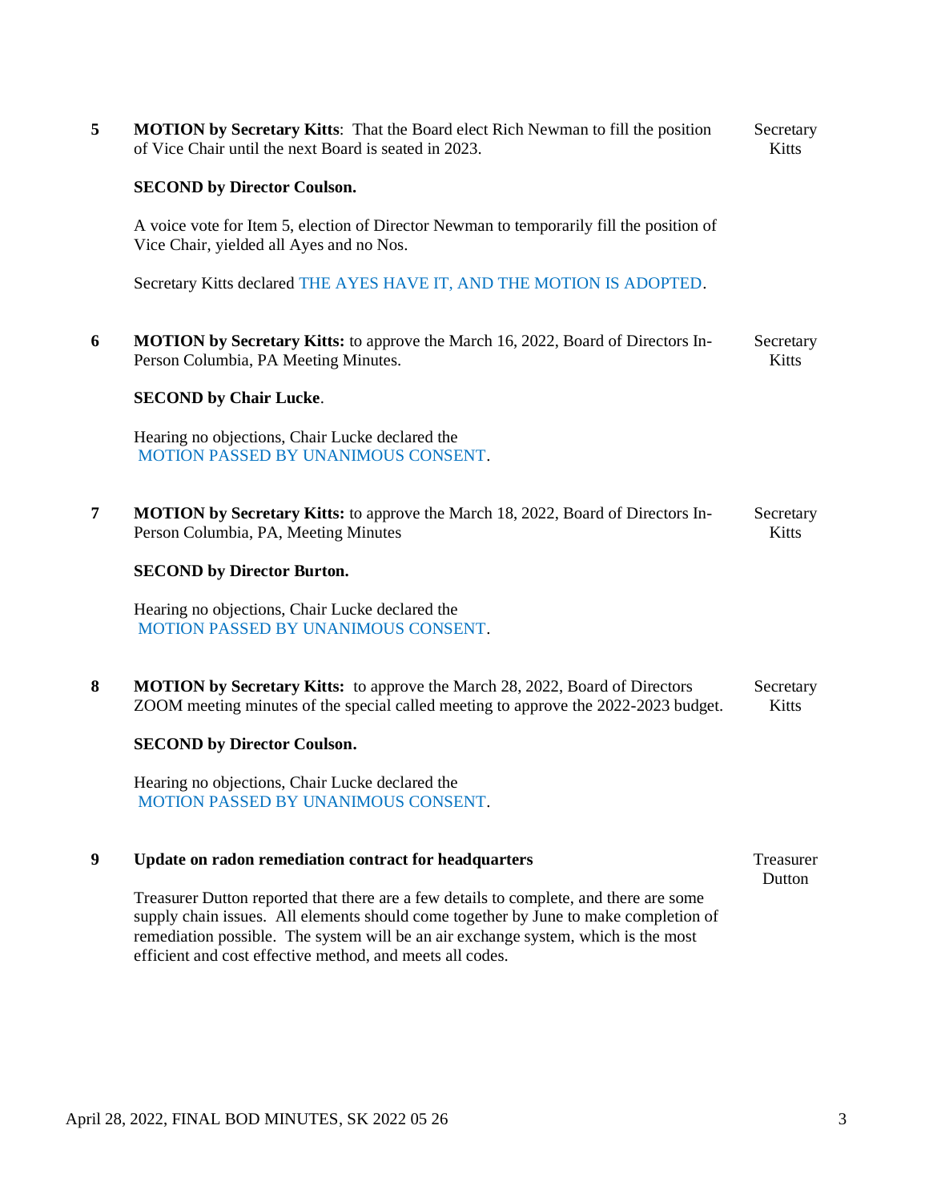| | | |
|---|---|---|
| **5** | **MOTION by Secretary Kitts**: That the Board elect Rich Newman to fill the position of Vice Chair until the next Board is seated in 2023.<br><br>**SECOND by Director Coulson.**<br><br>A voice vote for Item 5, election of Director Newman to temporarily fill the position of Vice Chair, yielded all Ayes and no Nos.<br><br>Secretary Kitts declared THE AYES HAVE IT, AND THE MOTION IS ADOPTED. | Secretary Kitts |
| **6** | **MOTION by Secretary Kitts:** to approve the March 16, 2022, Board of Directors In-Person Columbia, PA Meeting Minutes.<br><br>**SECOND by Chair Lucke**.<br><br>Hearing no objections, Chair Lucke declared the MOTION PASSED BY UNANIMOUS CONSENT. | Secretary Kitts |
| **7** | **MOTION by Secretary Kitts:** to approve the March 18, 2022, Board of Directors In-Person Columbia, PA, Meeting Minutes<br><br>**SECOND by Director Burton.**<br><br>Hearing no objections, Chair Lucke declared the MOTION PASSED BY UNANIMOUS CONSENT. | Secretary Kitts |
| **8** | **MOTION by Secretary Kitts:** to approve the March 28, 2022, Board of Directors ZOOM meeting minutes of the special called meeting to approve the 2022-2023 budget.<br><br>**SECOND by Director Coulson.**<br><br>Hearing no objections, Chair Lucke declared the MOTION PASSED BY UNANIMOUS CONSENT. | Secretary Kitts |
| **9** | **Update on radon remediation contract for headquarters**<br><br>Treasurer Dutton reported that there are a few details to complete, and there are some supply chain issues. All elements should come together by June to make completion of remediation possible. The system will be an air exchange system, which is the most efficient and cost effective method, and meets all codes. | Treasurer Dutton |

April 28, 2022, FINAL BOD MINUTES, SK 2022 05 26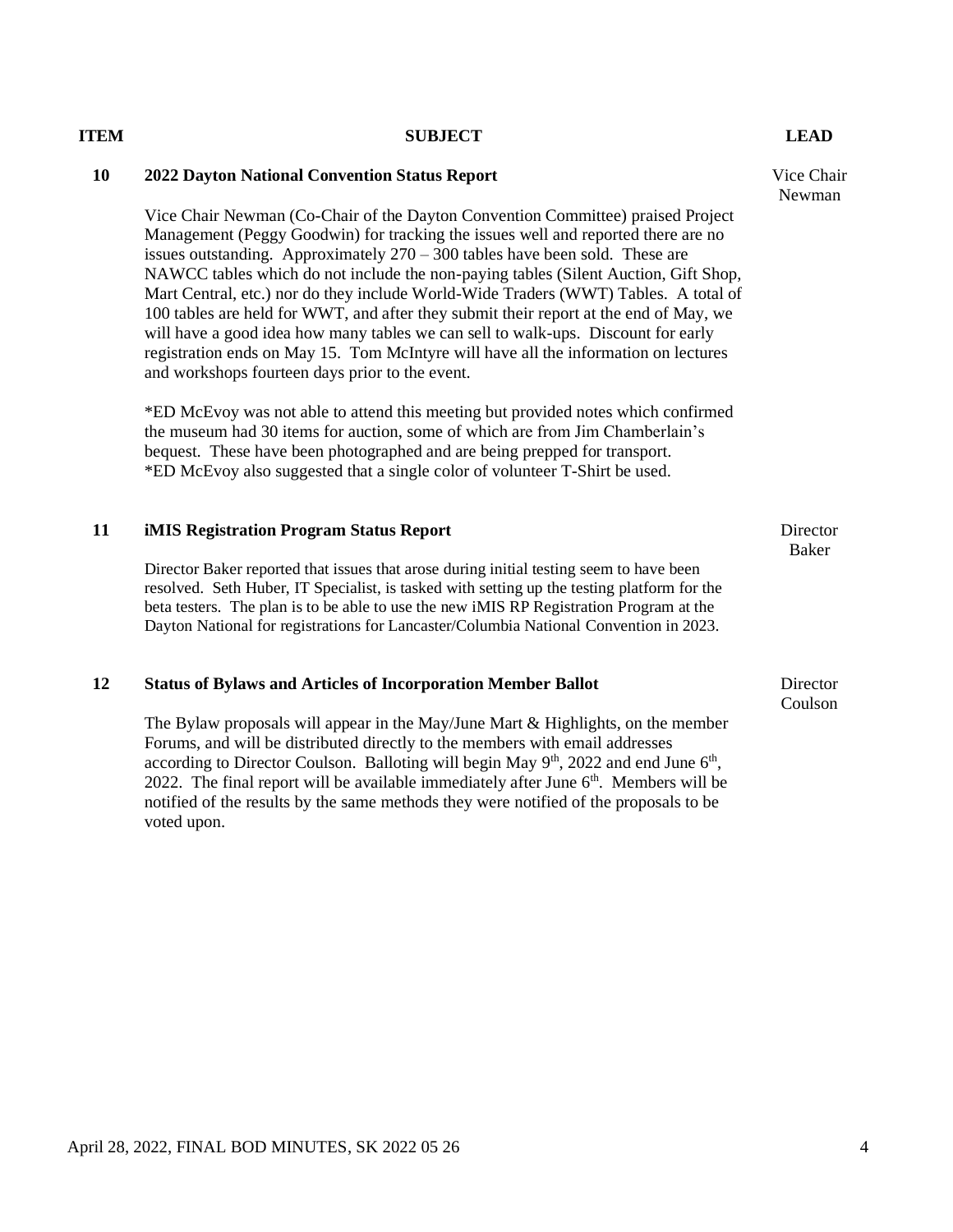| ITEM | SUBJECT | LEAD |
|---|---|---|
| 10 | **2022 Dayton National Convention Status Report** | Vice Chair Newman |

Vice Chair Newman (Co-Chair of the Dayton Convention Committee) praised Project Management (Peggy Goodwin) for tracking the issues well and reported there are no issues outstanding. Approximately 270 – 300 tables have been sold. These are NAWCC tables which do not include the non-paying tables (Silent Auction, Gift Shop, Mart Central, etc.) nor do they include World-Wide Traders (WWT) Tables. A total of 100 tables are held for WWT, and after they submit their report at the end of May, we will have a good idea how many tables we can sell to walk-ups. Discount for early registration ends on May 15. Tom McIntyre will have all the information on lectures and workshops fourteen days prior to the event.

*ED McEvoy was not able to attend this meeting but provided notes which confirmed the museum had 30 items for auction, some of which are from Jim Chamberlain's bequest. These have been photographed and are being prepped for transport.
*ED McEvoy also suggested that a single color of volunteer T-Shirt be used.

| ITEM | SUBJECT | LEAD |
|---|---|---|
| 11 | **iMIS Registration Program Status Report** | Director Baker |

Director Baker reported that issues that arose during initial testing seem to have been resolved. Seth Huber, IT Specialist, is tasked with setting up the testing platform for the beta testers. The plan is to be able to use the new iMIS RP Registration Program at the Dayton National for registrations for Lancaster/Columbia National Convention in 2023.

| ITEM | SUBJECT | LEAD |
|---|---|---|
| 12 | **Status of Bylaws and Articles of Incorporation Member Ballot** | Director Coulson |

The Bylaw proposals will appear in the May/June Mart & Highlights, on the member Forums, and will be distributed directly to the members with email addresses according to Director Coulson. Balloting will begin May 9th, 2022 and end June 6th, 2022. The final report will be available immediately after June 6th. Members will be notified of the results by the same methods they were notified of the proposals to be voted upon.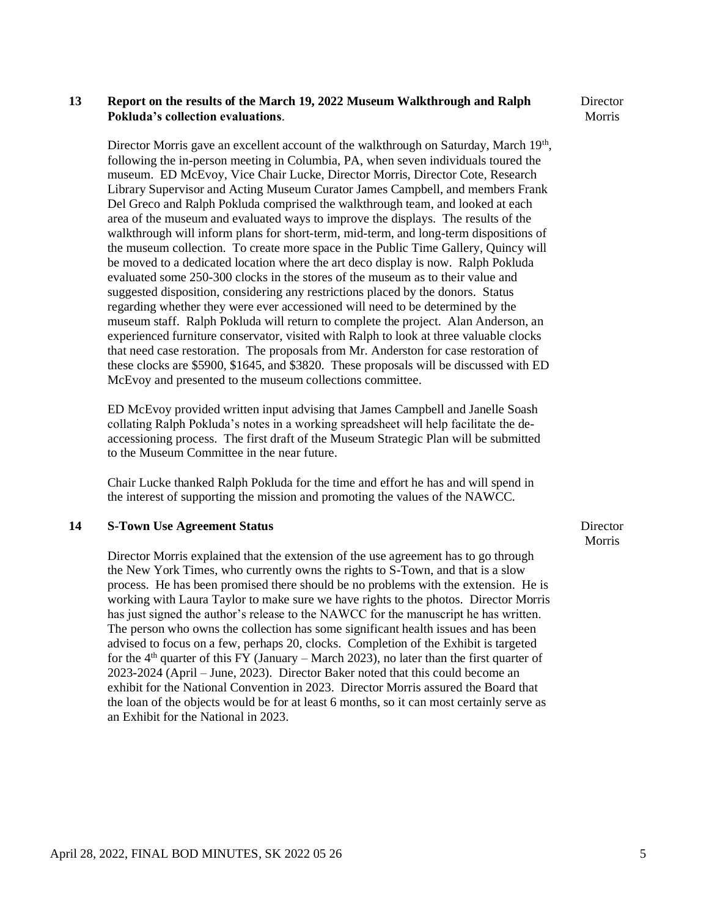**13 Report on the results of the March 19, 2022 Museum Walkthrough and Ralph Pokluda's collection evaluations.** Director Morris

Director Morris gave an excellent account of the walkthrough on Saturday, March 19th, following the in-person meeting in Columbia, PA, when seven individuals toured the museum. ED McEvoy, Vice Chair Lucke, Director Morris, Director Cote, Research Library Supervisor and Acting Museum Curator James Campbell, and members Frank Del Greco and Ralph Pokluda comprised the walkthrough team, and looked at each area of the museum and evaluated ways to improve the displays. The results of the walkthrough will inform plans for short-term, mid-term, and long-term dispositions of the museum collection. To create more space in the Public Time Gallery, Quincy will be moved to a dedicated location where the art deco display is now. Ralph Pokluda evaluated some 250-300 clocks in the stores of the museum as to their value and suggested disposition, considering any restrictions placed by the donors. Status regarding whether they were ever accessioned will need to be determined by the museum staff. Ralph Pokluda will return to complete the project. Alan Anderson, an experienced furniture conservator, visited with Ralph to look at three valuable clocks that need case restoration. The proposals from Mr. Anderston for case restoration of these clocks are $5900, $1645, and $3820. These proposals will be discussed with ED McEvoy and presented to the museum collections committee.

ED McEvoy provided written input advising that James Campbell and Janelle Soash collating Ralph Pokluda's notes in a working spreadsheet will help facilitate the de-accessioning process. The first draft of the Museum Strategic Plan will be submitted to the Museum Committee in the near future.

Chair Lucke thanked Ralph Pokluda for the time and effort he has and will spend in the interest of supporting the mission and promoting the values of the NAWCC.

**14 S-Town Use Agreement Status** Director Morris

Director Morris explained that the extension of the use agreement has to go through the New York Times, who currently owns the rights to S-Town, and that is a slow process. He has been promised there should be no problems with the extension. He is working with Laura Taylor to make sure we have rights to the photos. Director Morris has just signed the author's release to the NAWCC for the manuscript he has written. The person who owns the collection has some significant health issues and has been advised to focus on a few, perhaps 20, clocks. Completion of the Exhibit is targeted for the 4th quarter of this FY (January – March 2023), no later than the first quarter of 2023-2024 (April – June, 2023). Director Baker noted that this could become an exhibit for the National Convention in 2023. Director Morris assured the Board that the loan of the objects would be for at least 6 months, so it can most certainly serve as an Exhibit for the National in 2023.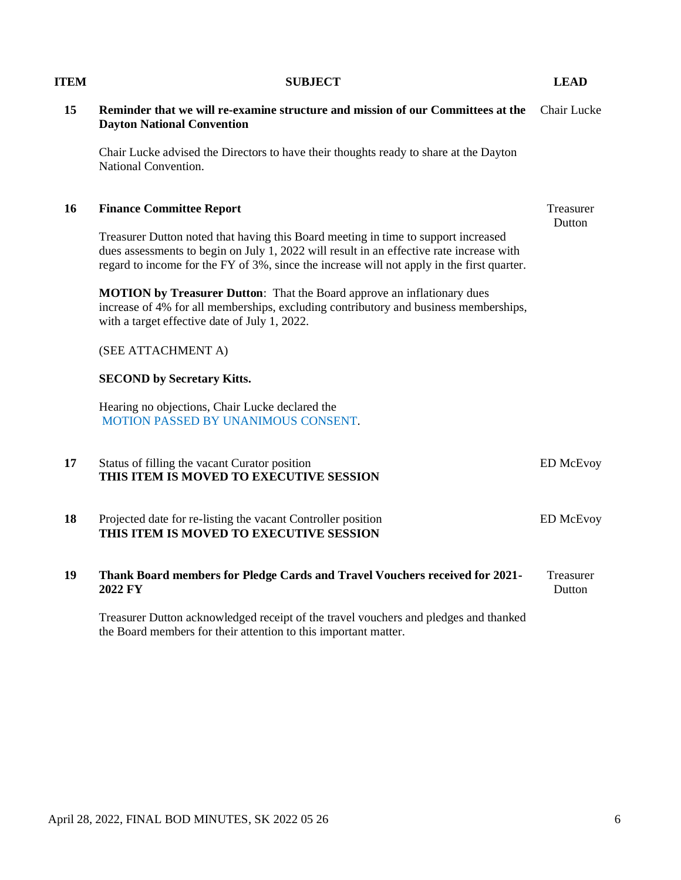| ITEM | SUBJECT | LEAD |
|---|---|---|
| 15 | **Reminder that we will re-examine structure and mission of our Committees at the Dayton National Convention**<br><br>Chair Lucke advised the Directors to have their thoughts ready to share at the Dayton National Convention. | Chair Lucke |
| 16 | **Finance Committee Report**<br><br>Treasurer Dutton noted that having this Board meeting in time to support increased dues assessments to begin on July 1, 2022 will result in an effective rate increase with regard to income for the FY of 3%, since the increase will not apply in the first quarter.<br><br>**MOTION by Treasurer Dutton**: That the Board approve an inflationary dues increase of 4% for all memberships, excluding contributory and business memberships, with a target effective date of July 1, 2022.<br><br>(SEE ATTACHMENT A)<br><br>**SECOND by Secretary Kitts.**<br><br>Hearing no objections, Chair Lucke declared the MOTION PASSED BY UNANIMOUS CONSENT. | Treasurer Dutton |
| 17 | Status of filling the vacant Curator position<br>**THIS ITEM IS MOVED TO EXECUTIVE SESSION** | ED McEvoy |
| 18 | Projected date for re-listing the vacant Controller position<br>**THIS ITEM IS MOVED TO EXECUTIVE SESSION** | ED McEvoy |
| 19 | **Thank Board members for Pledge Cards and Travel Vouchers received for 2021-2022 FY**<br><br>Treasurer Dutton acknowledged receipt of the travel vouchers and pledges and thanked the Board members for their attention to this important matter. | Treasurer Dutton |

April 28, 2022, FINAL BOD MINUTES, SK 2022 05 26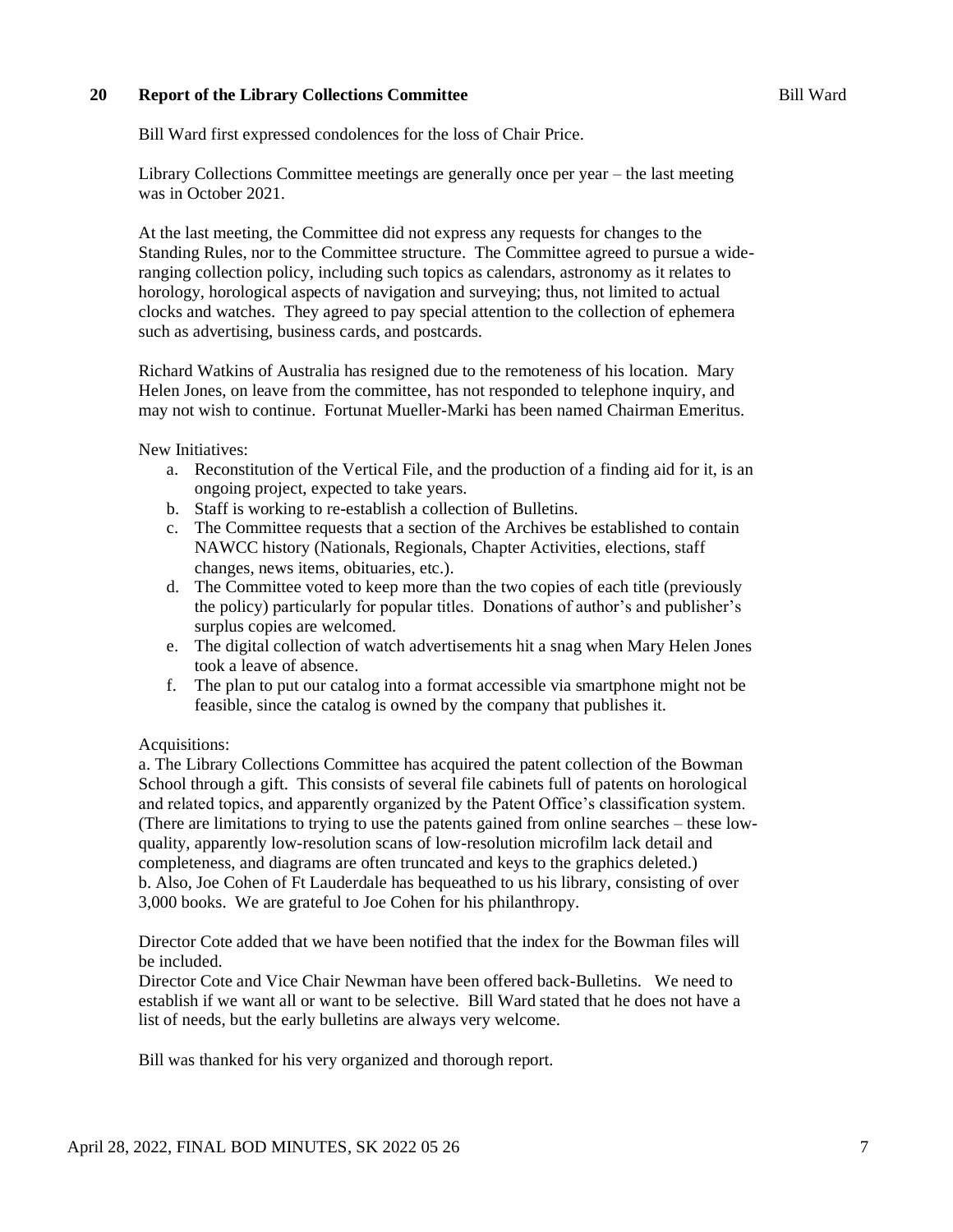## 20 Report of the Library Collections Committee — Bill Ward

Bill Ward first expressed condolences for the loss of Chair Price.

Library Collections Committee meetings are generally once per year – the last meeting was in October 2021.

At the last meeting, the Committee did not express any requests for changes to the Standing Rules, nor to the Committee structure. The Committee agreed to pursue a wide-ranging collection policy, including such topics as calendars, astronomy as it relates to horology, horological aspects of navigation and surveying; thus, not limited to actual clocks and watches. They agreed to pay special attention to the collection of ephemera such as advertising, business cards, and postcards.

Richard Watkins of Australia has resigned due to the remoteness of his location. Mary Helen Jones, on leave from the committee, has not responded to telephone inquiry, and may not wish to continue. Fortunat Mueller-Marki has been named Chairman Emeritus.

New Initiatives:

a. Reconstitution of the Vertical File, and the production of a finding aid for it, is an ongoing project, expected to take years.
b. Staff is working to re-establish a collection of Bulletins.
c. The Committee requests that a section of the Archives be established to contain NAWCC history (Nationals, Regionals, Chapter Activities, elections, staff changes, news items, obituaries, etc.).
d. The Committee voted to keep more than the two copies of each title (previously the policy) particularly for popular titles. Donations of author's and publisher's surplus copies are welcomed.
e. The digital collection of watch advertisements hit a snag when Mary Helen Jones took a leave of absence.
f. The plan to put our catalog into a format accessible via smartphone might not be feasible, since the catalog is owned by the company that publishes it.

Acquisitions:

a. The Library Collections Committee has acquired the patent collection of the Bowman School through a gift. This consists of several file cabinets full of patents on horological and related topics, and apparently organized by the Patent Office's classification system. (There are limitations to trying to use the patents gained from online searches – these low-quality, apparently low-resolution scans of low-resolution microfilm lack detail and completeness, and diagrams are often truncated and keys to the graphics deleted.)
b. Also, Joe Cohen of Ft Lauderdale has bequeathed to us his library, consisting of over 3,000 books. We are grateful to Joe Cohen for his philanthropy.

Director Cote added that we have been notified that the index for the Bowman files will be included.
Director Cote and Vice Chair Newman have been offered back-Bulletins. We need to establish if we want all or want to be selective. Bill Ward stated that he does not have a list of needs, but the early bulletins are always very welcome.

Bill was thanked for his very organized and thorough report.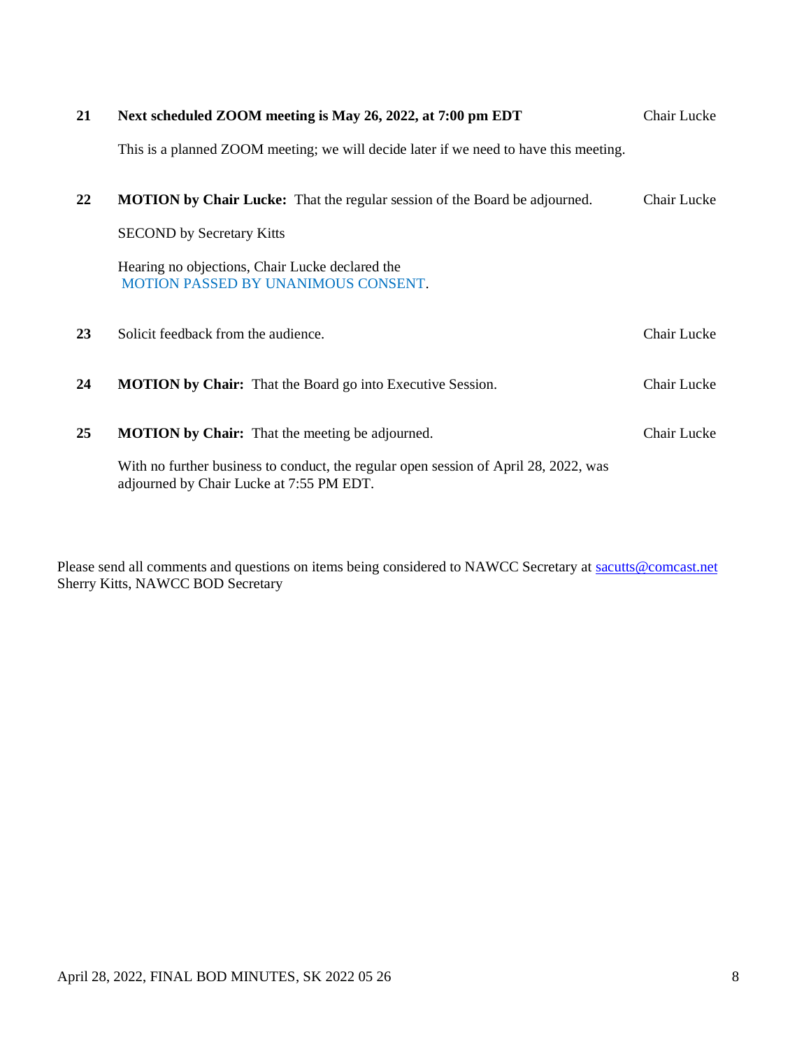| | | |
|---|---|---|
| **21** | **Next scheduled ZOOM meeting is May 26, 2022, at 7:00 pm EDT**<br><br>This is a planned ZOOM meeting; we will decide later if we need to have this meeting. | Chair Lucke |
| **22** | **MOTION by Chair Lucke:** That the regular session of the Board be adjourned.<br><br>SECOND by Secretary Kitts<br><br>Hearing no objections, Chair Lucke declared the MOTION PASSED BY UNANIMOUS CONSENT. | Chair Lucke |
| **23** | Solicit feedback from the audience. | Chair Lucke |
| **24** | **MOTION by Chair:** That the Board go into Executive Session. | Chair Lucke |
| **25** | **MOTION by Chair:** That the meeting be adjourned.<br><br>With no further business to conduct, the regular open session of April 28, 2022, was adjourned by Chair Lucke at 7:55 PM EDT. | Chair Lucke |

Please send all comments and questions on items being considered to NAWCC Secretary at sacutts@comcast.net
Sherry Kitts, NAWCC BOD Secretary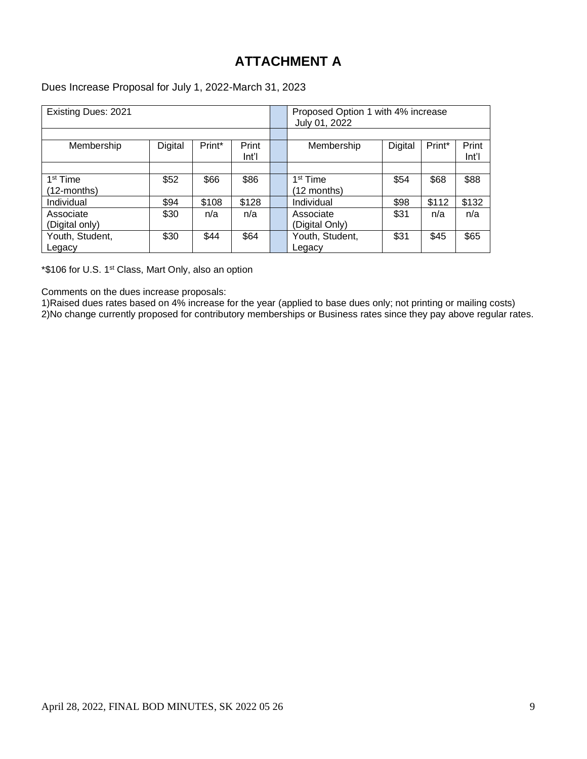# ATTACHMENT A

Dues Increase Proposal for July 1, 2022-March 31, 2023

| Existing Dues: 2021 | | | | | Proposed Option 1 with 4% increase July 01, 2022 | | | |
|---|---|---|---|---|---|---|---|---|
| | | | | | | | | |
| Membership | Digital | Print* | Print Int'l | | Membership | Digital | Print* | Print Int'l |
| | | | | | | | | |
| 1st Time (12-months) | \$52 | \$66 | \$86 | | 1st Time (12 months) | \$54 | \$68 | \$88 |
| Individual | \$94 | \$108 | \$128 | | Individual | \$98 | \$112 | \$132 |
| Associate (Digital only) | \$30 | n/a | n/a | | Associate (Digital Only) | \$31 | n/a | n/a |
| Youth, Student, Legacy | \$30 | \$44 | \$64 | | Youth, Student, Legacy | \$31 | \$45 | \$65 |

*\$106 for U.S. 1st Class, Mart Only, also an option

Comments on the dues increase proposals:

1)Raised dues rates based on 4% increase for the year (applied to base dues only; not printing or mailing costs)

2)No change currently proposed for contributory memberships or Business rates since they pay above regular rates.